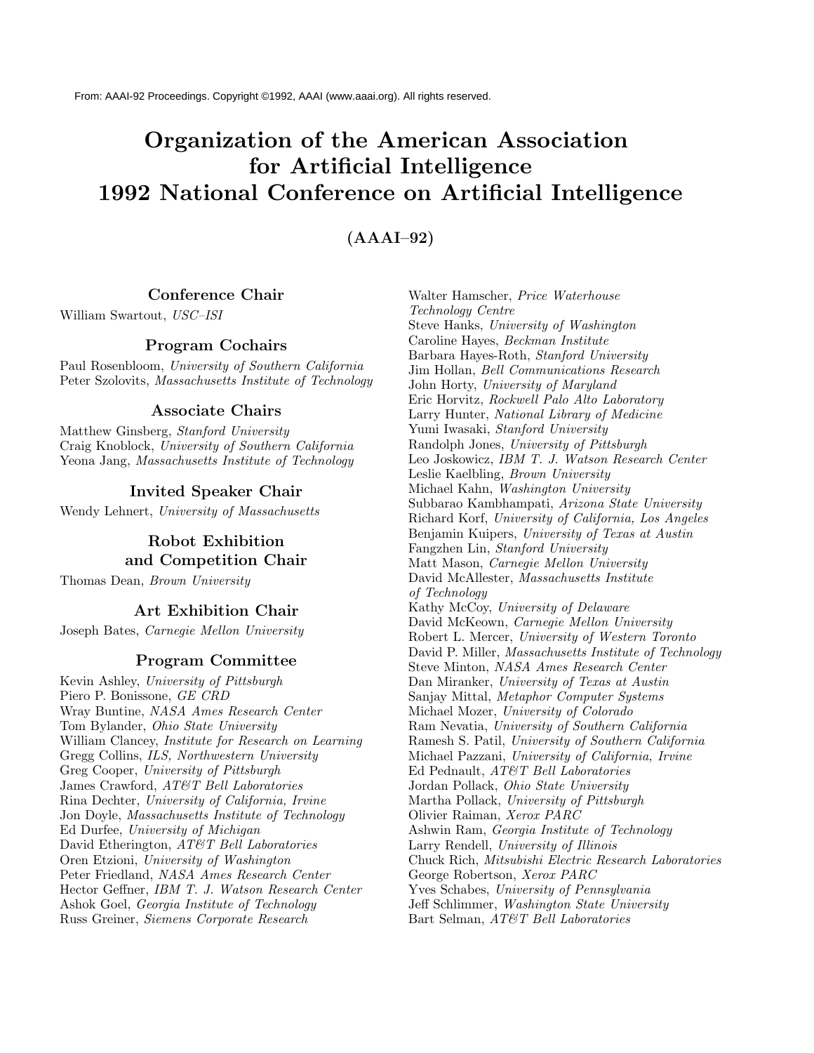From: AAAI-92 Proceedings. Copyright ©1992, AAAI (www.aaai.org). All rights reserved.

# Organization of the American Association for Artificial Intelligence 1992 National Conference on Artificial Intelligence

## (AAAI–92)

### Conference Chair

William Swartout, *USC–ISI*

### Program Cochairs

Paul Rosenbloom, *University of Southern California*
Peter Szolovits, *Massachusetts Institute of Technology*

### Associate Chairs

Matthew Ginsberg, *Stanford University*
Craig Knoblock, *University of Southern California*
Yeona Jang, *Massachusetts Institute of Technology*

### Invited Speaker Chair

Wendy Lehnert, *University of Massachusetts*

### Robot Exhibition and Competition Chair

Thomas Dean, *Brown University*

### Art Exhibition Chair

Joseph Bates, *Carnegie Mellon University*

### Program Committee

Kevin Ashley, *University of Pittsburgh*
Piero P. Bonissone, *GE CRD*
Wray Buntine, *NASA Ames Research Center*
Tom Bylander, *Ohio State University*
William Clancey, *Institute for Research on Learning*
Gregg Collins, *ILS, Northwestern University*
Greg Cooper, *University of Pittsburgh*
James Crawford, *AT&T Bell Laboratories*
Rina Dechter, *University of California, Irvine*
Jon Doyle, *Massachusetts Institute of Technology*
Ed Durfee, *University of Michigan*
David Etherington, *AT&T Bell Laboratories*
Oren Etzioni, *University of Washington*
Peter Friedland, *NASA Ames Research Center*
Hector Geffner, *IBM T. J. Watson Research Center*
Ashok Goel, *Georgia Institute of Technology*
Russ Greiner, *Siemens Corporate Research*
Walter Hamscher, *Price Waterhouse Technology Centre*
Steve Hanks, *University of Washington*
Caroline Hayes, *Beckman Institute*
Barbara Hayes-Roth, *Stanford University*
Jim Hollan, *Bell Communications Research*
John Horty, *University of Maryland*
Eric Horvitz, *Rockwell Palo Alto Laboratory*
Larry Hunter, *National Library of Medicine*
Yumi Iwasaki, *Stanford University*
Randolph Jones, *University of Pittsburgh*
Leo Joskowicz, *IBM T. J. Watson Research Center*
Leslie Kaelbling, *Brown University*
Michael Kahn, *Washington University*
Subbarao Kambhampati, *Arizona State University*
Richard Korf, *University of California, Los Angeles*
Benjamin Kuipers, *University of Texas at Austin*
Fangzhen Lin, *Stanford University*
Matt Mason, *Carnegie Mellon University*
David McAllester, *Massachusetts Institute of Technology*
Kathy McCoy, *University of Delaware*
David McKeown, *Carnegie Mellon University*
Robert L. Mercer, *University of Western Toronto*
David P. Miller, *Massachusetts Institute of Technology*
Steve Minton, *NASA Ames Research Center*
Dan Miranker, *University of Texas at Austin*
Sanjay Mittal, *Metaphor Computer Systems*
Michael Mozer, *University of Colorado*
Ram Nevatia, *University of Southern California*
Ramesh S. Patil, *University of Southern California*
Michael Pazzani, *University of California, Irvine*
Ed Pednault, *AT&T Bell Laboratories*
Jordan Pollack, *Ohio State University*
Martha Pollack, *University of Pittsburgh*
Olivier Raiman, *Xerox PARC*
Ashwin Ram, *Georgia Institute of Technology*
Larry Rendell, *University of Illinois*
Chuck Rich, *Mitsubishi Electric Research Laboratories*
George Robertson, *Xerox PARC*
Yves Schabes, *University of Pennsylvania*
Jeff Schlimmer, *Washington State University*
Bart Selman, *AT&T Bell Laboratories*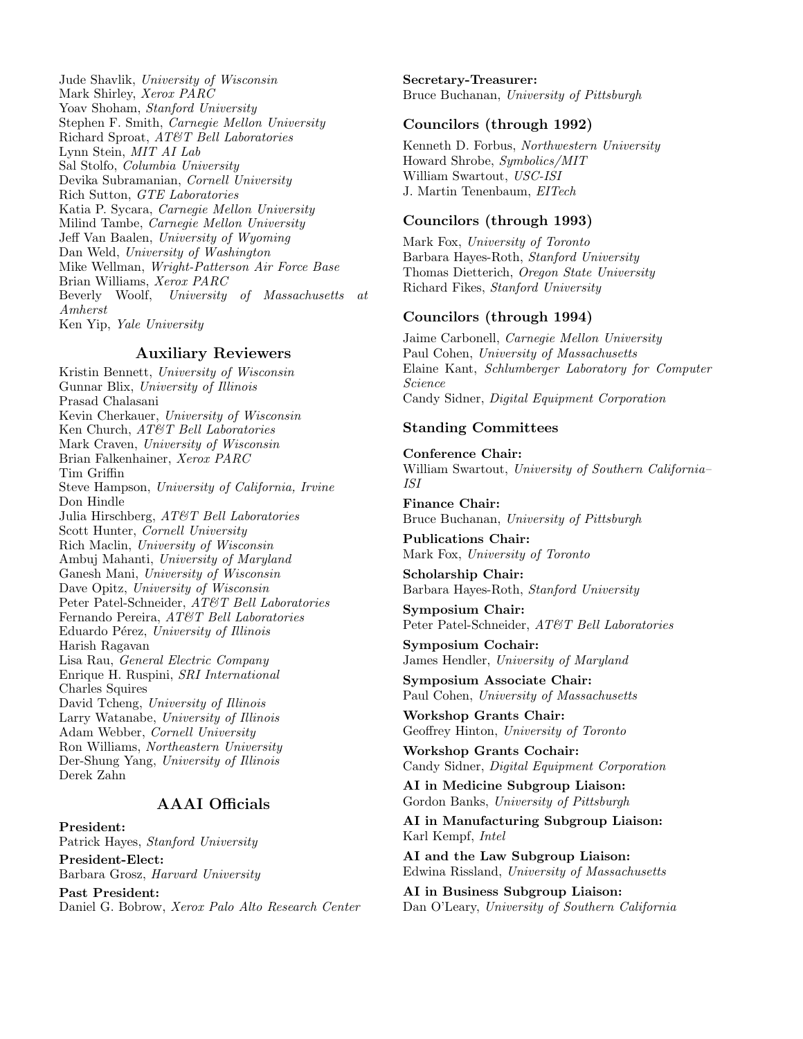Jude Shavlik, *University of Wisconsin*
Mark Shirley, *Xerox PARC*
Yoav Shoham, *Stanford University*
Stephen F. Smith, *Carnegie Mellon University*
Richard Sproat, *AT&T Bell Laboratories*
Lynn Stein, *MIT AI Lab*
Sal Stolfo, *Columbia University*
Devika Subramanian, *Cornell University*
Rich Sutton, *GTE Laboratories*
Katia P. Sycara, *Carnegie Mellon University*
Milind Tambe, *Carnegie Mellon University*
Jeff Van Baalen, *University of Wyoming*
Dan Weld, *University of Washington*
Mike Wellman, *Wright-Patterson Air Force Base*
Brian Williams, *Xerox PARC*
Beverly Woolf, *University of Massachusetts at Amherst*
Ken Yip, *Yale University*

## Auxiliary Reviewers

Kristin Bennett, *University of Wisconsin*
Gunnar Blix, *University of Illinois*
Prasad Chalasani
Kevin Cherkauer, *University of Wisconsin*
Ken Church, *AT&T Bell Laboratories*
Mark Craven, *University of Wisconsin*
Brian Falkenhainer, *Xerox PARC*
Tim Griffin
Steve Hampson, *University of California, Irvine*
Don Hindle
Julia Hirschberg, *AT&T Bell Laboratories*
Scott Hunter, *Cornell University*
Rich Maclin, *University of Wisconsin*
Ambuj Mahanti, *University of Maryland*
Ganesh Mani, *University of Wisconsin*
Dave Opitz, *University of Wisconsin*
Peter Patel-Schneider, *AT&T Bell Laboratories*
Fernando Pereira, *AT&T Bell Laboratories*
Eduardo Pérez, *University of Illinois*
Harish Ragavan
Lisa Rau, *General Electric Company*
Enrique H. Ruspini, *SRI International*
Charles Squires
David Tcheng, *University of Illinois*
Larry Watanabe, *University of Illinois*
Adam Webber, *Cornell University*
Ron Williams, *Northeastern University*
Der-Shung Yang, *University of Illinois*
Derek Zahn

## AAAI Officials

**President:**
Patrick Hayes, *Stanford University*

**President-Elect:**
Barbara Grosz, *Harvard University*

**Past President:**
Daniel G. Bobrow, *Xerox Palo Alto Research Center*

**Secretary-Treasurer:**
Bruce Buchanan, *University of Pittsburgh*

### Councilors (through 1992)

Kenneth D. Forbus, *Northwestern University*
Howard Shrobe, *Symbolics/MIT*
William Swartout, *USC-ISI*
J. Martin Tenenbaum, *EITech*

### Councilors (through 1993)

Mark Fox, *University of Toronto*
Barbara Hayes-Roth, *Stanford University*
Thomas Dietterich, *Oregon State University*
Richard Fikes, *Stanford University*

### Councilors (through 1994)

Jaime Carbonell, *Carnegie Mellon University*
Paul Cohen, *University of Massachusetts*
Elaine Kant, *Schlumberger Laboratory for Computer Science*
Candy Sidner, *Digital Equipment Corporation*

### Standing Committees

**Conference Chair:**
William Swartout, *University of Southern California–ISI*

**Finance Chair:**
Bruce Buchanan, *University of Pittsburgh*

**Publications Chair:**
Mark Fox, *University of Toronto*

**Scholarship Chair:**
Barbara Hayes-Roth, *Stanford University*

**Symposium Chair:**
Peter Patel-Schneider, *AT&T Bell Laboratories*

**Symposium Cochair:**
James Hendler, *University of Maryland*

**Symposium Associate Chair:**
Paul Cohen, *University of Massachusetts*

**Workshop Grants Chair:**
Geoffrey Hinton, *University of Toronto*

**Workshop Grants Cochair:**
Candy Sidner, *Digital Equipment Corporation*

**AI in Medicine Subgroup Liaison:**
Gordon Banks, *University of Pittsburgh*

**AI in Manufacturing Subgroup Liaison:**
Karl Kempf, *Intel*

**AI and the Law Subgroup Liaison:**
Edwina Rissland, *University of Massachusetts*

**AI in Business Subgroup Liaison:**
Dan O'Leary, *University of Southern California*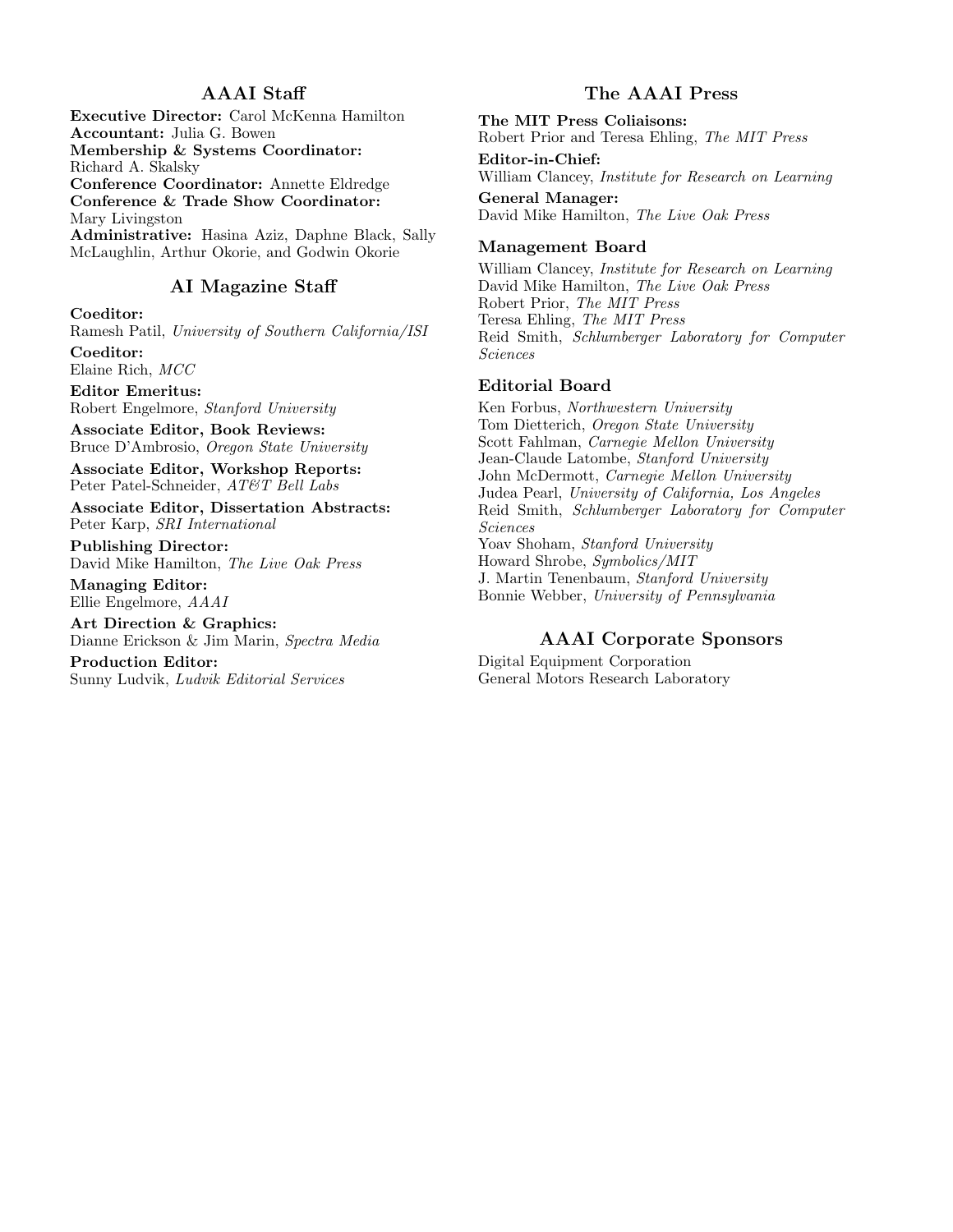## AAAI Staff

**Executive Director:** Carol McKenna Hamilton
**Accountant:** Julia G. Bowen
**Membership & Systems Coordinator:** Richard A. Skalsky
**Conference Coordinator:** Annette Eldredge
**Conference & Trade Show Coordinator:** Mary Livingston
**Administrative:** Hasina Aziz, Daphne Black, Sally McLaughlin, Arthur Okorie, and Godwin Okorie

## AI Magazine Staff

**Coeditor:**
Ramesh Patil, *University of Southern California/ISI*

**Coeditor:**
Elaine Rich, *MCC*

**Editor Emeritus:**
Robert Engelmore, *Stanford University*

**Associate Editor, Book Reviews:**
Bruce D'Ambrosio, *Oregon State University*

**Associate Editor, Workshop Reports:**
Peter Patel-Schneider, *AT&T Bell Labs*

**Associate Editor, Dissertation Abstracts:**
Peter Karp, *SRI International*

**Publishing Director:**
David Mike Hamilton, *The Live Oak Press*

**Managing Editor:**
Ellie Engelmore, *AAAI*

**Art Direction & Graphics:**
Dianne Erickson & Jim Marin, *Spectra Media*

**Production Editor:**
Sunny Ludvik, *Ludvik Editorial Services*

## The AAAI Press

**The MIT Press Coliaisons:**
Robert Prior and Teresa Ehling, *The MIT Press*

**Editor-in-Chief:**
William Clancey, *Institute for Research on Learning*

**General Manager:**
David Mike Hamilton, *The Live Oak Press*

### Management Board

William Clancey, *Institute for Research on Learning*
David Mike Hamilton, *The Live Oak Press*
Robert Prior, *The MIT Press*
Teresa Ehling, *The MIT Press*
Reid Smith, *Schlumberger Laboratory for Computer Sciences*

### Editorial Board

Ken Forbus, *Northwestern University*
Tom Dietterich, *Oregon State University*
Scott Fahlman, *Carnegie Mellon University*
Jean-Claude Latombe, *Stanford University*
John McDermott, *Carnegie Mellon University*
Judea Pearl, *University of California, Los Angeles*
Reid Smith, *Schlumberger Laboratory for Computer Sciences*
Yoav Shoham, *Stanford University*
Howard Shrobe, *Symbolics/MIT*
J. Martin Tenenbaum, *Stanford University*
Bonnie Webber, *University of Pennsylvania*

## AAAI Corporate Sponsors

Digital Equipment Corporation
General Motors Research Laboratory